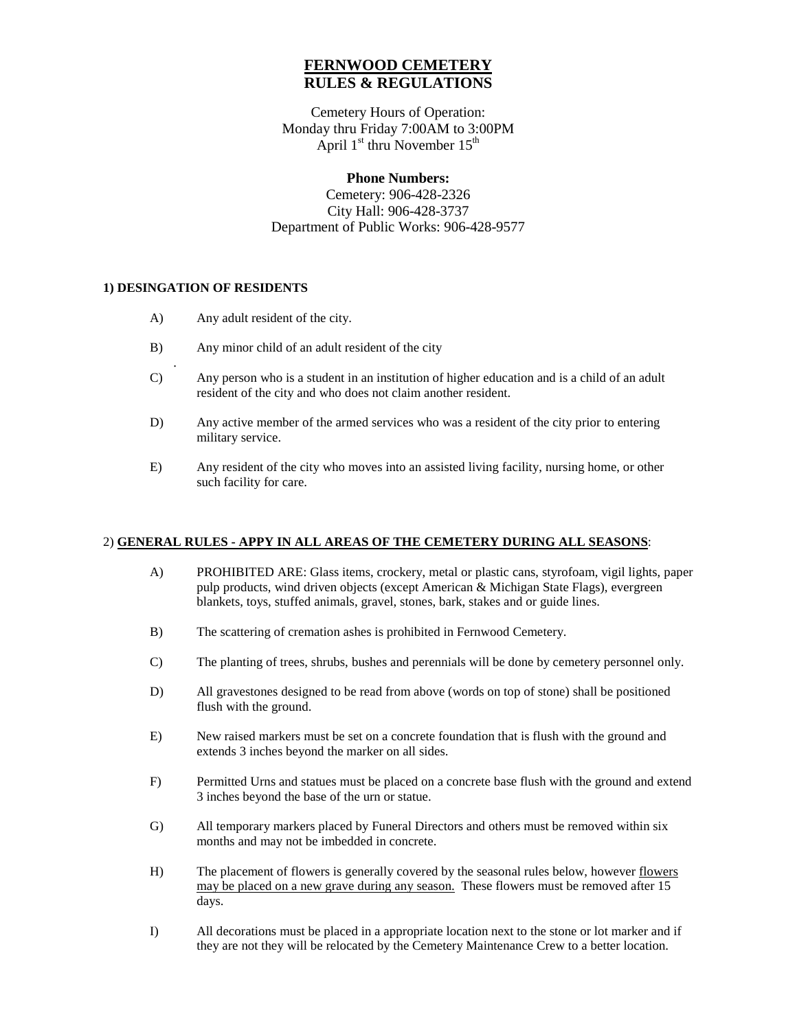# FERNWOOD CEMETERY
# RULES & REGULATIONS

Cemetery Hours of Operation:
Monday thru Friday 7:00AM to 3:00PM
April 1st thru November 15th

**Phone Numbers:**
Cemetery: 906-428-2326
City Hall: 906-428-3737
Department of Public Works: 906-428-9577

### 1) DESINGATION OF RESIDENTS

A) Any adult resident of the city.

B) Any minor child of an adult resident of the city

C) Any person who is a student in an institution of higher education and is a child of an adult resident of the city and who does not claim another resident.

D) Any active member of the armed services who was a resident of the city prior to entering military service.

E) Any resident of the city who moves into an assisted living facility, nursing home, or other such facility for care.

### 2) GENERAL RULES - APPY IN ALL AREAS OF THE CEMETERY DURING ALL SEASONS:

A) PROHIBITED ARE: Glass items, crockery, metal or plastic cans, styrofoam, vigil lights, paper pulp products, wind driven objects (except American & Michigan State Flags), evergreen blankets, toys, stuffed animals, gravel, stones, bark, stakes and or guide lines.

B) The scattering of cremation ashes is prohibited in Fernwood Cemetery.

C) The planting of trees, shrubs, bushes and perennials will be done by cemetery personnel only.

D) All gravestones designed to be read from above (words on top of stone) shall be positioned flush with the ground.

E) New raised markers must be set on a concrete foundation that is flush with the ground and extends 3 inches beyond the marker on all sides.

F) Permitted Urns and statues must be placed on a concrete base flush with the ground and extend 3 inches beyond the base of the urn or statue.

G) All temporary markers placed by Funeral Directors and others must be removed within six months and may not be imbedded in concrete.

H) The placement of flowers is generally covered by the seasonal rules below, however flowers may be placed on a new grave during any season. These flowers must be removed after 15 days.

I) All decorations must be placed in a appropriate location next to the stone or lot marker and if they are not they will be relocated by the Cemetery Maintenance Crew to a better location.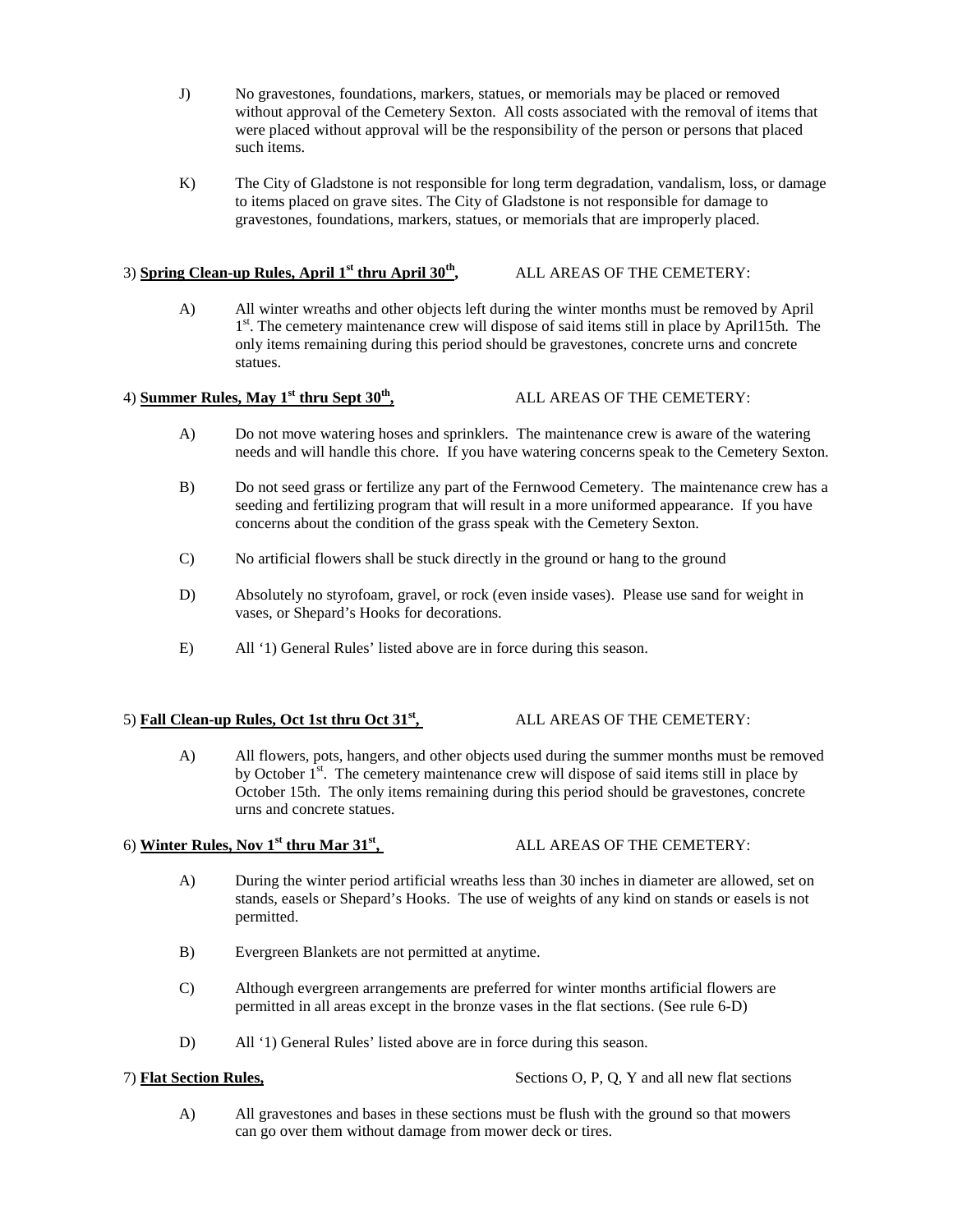J) No gravestones, foundations, markers, statues, or memorials may be placed or removed without approval of the Cemetery Sexton. All costs associated with the removal of items that were placed without approval will be the responsibility of the person or persons that placed such items.

K) The City of Gladstone is not responsible for long term degradation, vandalism, loss, or damage to items placed on grave sites. The City of Gladstone is not responsible for damage to gravestones, foundations, markers, statues, or memorials that are improperly placed.

3) **Spring Clean-up Rules, April 1st thru April 30th,** ALL AREAS OF THE CEMETERY:

A) All winter wreaths and other objects left during the winter months must be removed by April 1st. The cemetery maintenance crew will dispose of said items still in place by April15th. The only items remaining during this period should be gravestones, concrete urns and concrete statues.

4) **Summer Rules, May 1st thru Sept 30th,** ALL AREAS OF THE CEMETERY:

A) Do not move watering hoses and sprinklers. The maintenance crew is aware of the watering needs and will handle this chore. If you have watering concerns speak to the Cemetery Sexton.

B) Do not seed grass or fertilize any part of the Fernwood Cemetery. The maintenance crew has a seeding and fertilizing program that will result in a more uniformed appearance. If you have concerns about the condition of the grass speak with the Cemetery Sexton.

C) No artificial flowers shall be stuck directly in the ground or hang to the ground

D) Absolutely no styrofoam, gravel, or rock (even inside vases). Please use sand for weight in vases, or Shepard's Hooks for decorations.

E) All '1) General Rules' listed above are in force during this season.

5) **Fall Clean-up Rules, Oct 1st thru Oct 31st,** ALL AREAS OF THE CEMETERY:

A) All flowers, pots, hangers, and other objects used during the summer months must be removed by October 1st. The cemetery maintenance crew will dispose of said items still in place by October 15th. The only items remaining during this period should be gravestones, concrete urns and concrete statues.

6) **Winter Rules, Nov 1st thru Mar 31st,** ALL AREAS OF THE CEMETERY:

A) During the winter period artificial wreaths less than 30 inches in diameter are allowed, set on stands, easels or Shepard's Hooks. The use of weights of any kind on stands or easels is not permitted.

B) Evergreen Blankets are not permitted at anytime.

C) Although evergreen arrangements are preferred for winter months artificial flowers are permitted in all areas except in the bronze vases in the flat sections. (See rule 6-D)

D) All '1) General Rules' listed above are in force during this season.

7) **Flat Section Rules,** Sections O, P, Q, Y and all new flat sections

A) All gravestones and bases in these sections must be flush with the ground so that mowers can go over them without damage from mower deck or tires.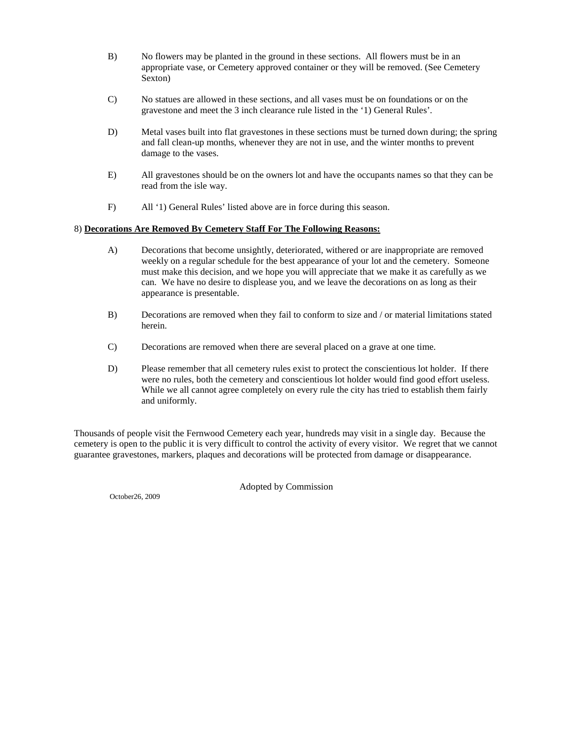B) No flowers may be planted in the ground in these sections. All flowers must be in an appropriate vase, or Cemetery approved container or they will be removed. (See Cemetery Sexton)

C) No statues are allowed in these sections, and all vases must be on foundations or on the gravestone and meet the 3 inch clearance rule listed in the '1) General Rules'.

D) Metal vases built into flat gravestones in these sections must be turned down during; the spring and fall clean-up months, whenever they are not in use, and the winter months to prevent damage to the vases.

E) All gravestones should be on the owners lot and have the occupants names so that they can be read from the isle way.

F) All '1) General Rules' listed above are in force during this season.

8) **<u>Decorations Are Removed By Cemetery Staff For The Following Reasons:</u>**

A) Decorations that become unsightly, deteriorated, withered or are inappropriate are removed weekly on a regular schedule for the best appearance of your lot and the cemetery. Someone must make this decision, and we hope you will appreciate that we make it as carefully as we can. We have no desire to displease you, and we leave the decorations on as long as their appearance is presentable.

B) Decorations are removed when they fail to conform to size and / or material limitations stated herein.

C) Decorations are removed when there are several placed on a grave at one time.

D) Please remember that all cemetery rules exist to protect the conscientious lot holder. If there were no rules, both the cemetery and conscientious lot holder would find good effort useless. While we all cannot agree completely on every rule the city has tried to establish them fairly and uniformly.

Thousands of people visit the Fernwood Cemetery each year, hundreds may visit in a single day. Because the cemetery is open to the public it is very difficult to control the activity of every visitor. We regret that we cannot guarantee gravestones, markers, plaques and decorations will be protected from damage or disappearance.

Adopted by Commission

October26, 2009